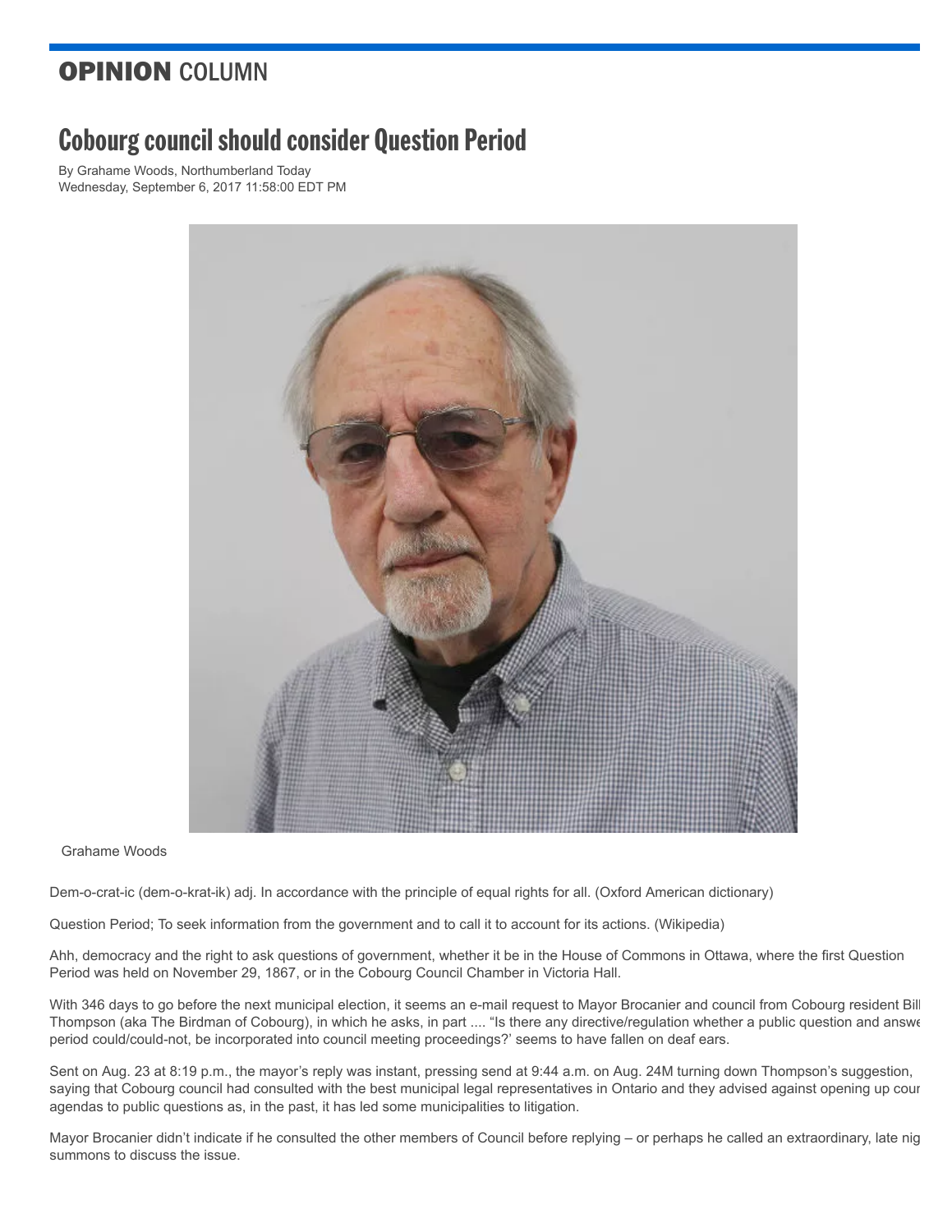**OPINION** COLUMN

# Cobourg council should consider Question Period

By Grahame Woods, Northumberland Today
Wednesday, September 6, 2017 11:58:00 EDT PM

Grahame Woods

Dem-o-crat-ic (dem-o-krat-ik) adj. In accordance with the principle of equal rights for all. (Oxford American dictionary)

Question Period; To seek information from the government and to call it to account for its actions. (Wikipedia)

Ahh, democracy and the right to ask questions of government, whether it be in the House of Commons in Ottawa, where the first Question Period was held on November 29, 1867, or in the Cobourg Council Chamber in Victoria Hall.

With 346 days to go before the next municipal election, it seems an e-mail request to Mayor Brocanier and council from Cobourg resident Bill Thompson (aka The Birdman of Cobourg), in which he asks, in part .... "Is there any directive/regulation whether a public question and answe period could/could-not, be incorporated into council meeting proceedings?' seems to have fallen on deaf ears.

Sent on Aug. 23 at 8:19 p.m., the mayor's reply was instant, pressing send at 9:44 a.m. on Aug. 24M turning down Thompson's suggestion, saying that Cobourg council had consulted with the best municipal legal representatives in Ontario and they advised against opening up cour agendas to public questions as, in the past, it has led some municipalities to litigation.

Mayor Brocanier didn't indicate if he consulted the other members of Council before replying – or perhaps he called an extraordinary, late nig summons to discuss the issue.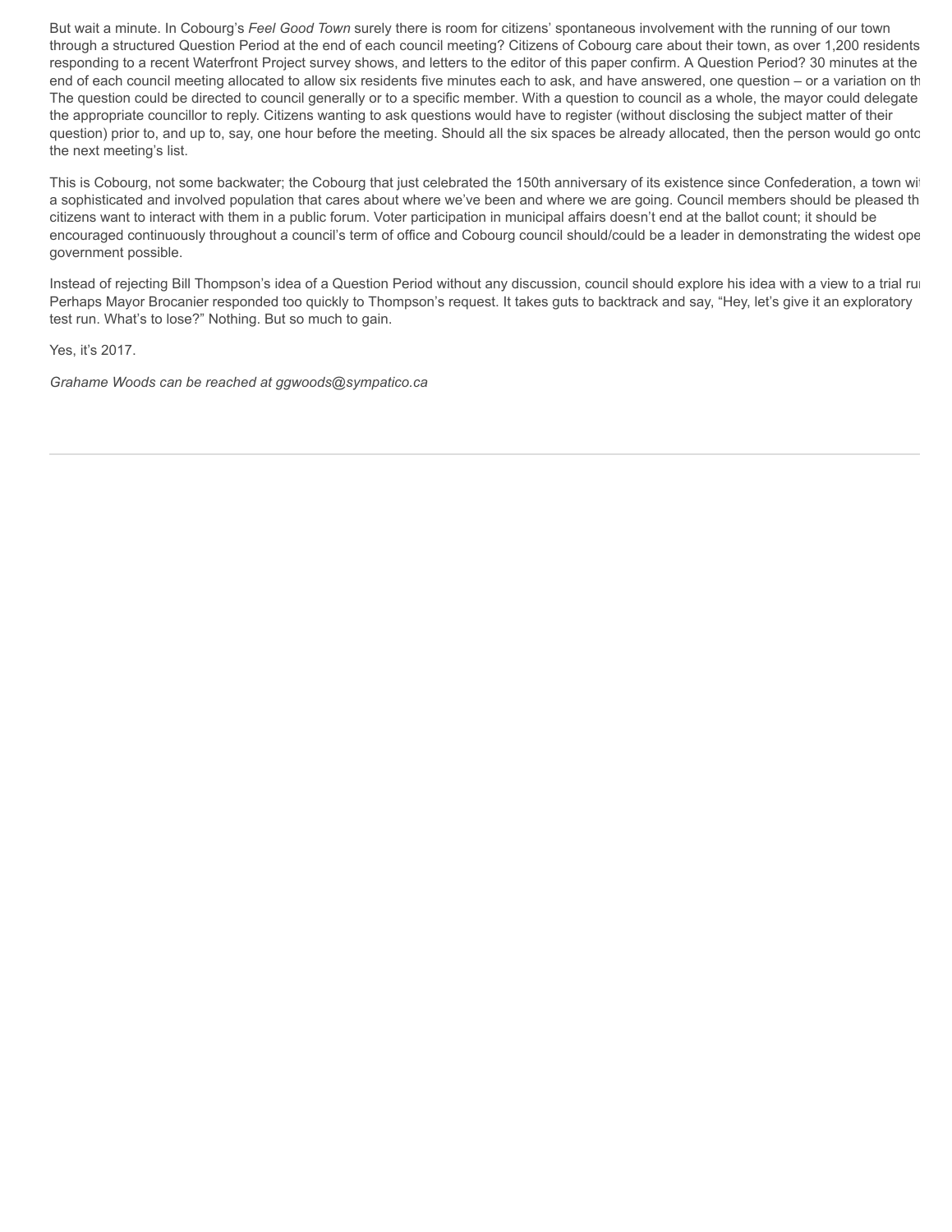But wait a minute. In Cobourg's *Feel Good Town* surely there is room for citizens' spontaneous involvement with the running of our town through a structured Question Period at the end of each council meeting? Citizens of Cobourg care about their town, as over 1,200 residents responding to a recent Waterfront Project survey shows, and letters to the editor of this paper confirm. A Question Period? 30 minutes at the end of each council meeting allocated to allow six residents five minutes each to ask, and have answered, one question – or a variation on th The question could be directed to council generally or to a specific member. With a question to council as a whole, the mayor could delegate the appropriate councillor to reply. Citizens wanting to ask questions would have to register (without disclosing the subject matter of their question) prior to, and up to, say, one hour before the meeting. Should all the six spaces be already allocated, then the person would go onto the next meeting's list.

This is Cobourg, not some backwater; the Cobourg that just celebrated the 150th anniversary of its existence since Confederation, a town wi a sophisticated and involved population that cares about where we've been and where we are going. Council members should be pleased th citizens want to interact with them in a public forum. Voter participation in municipal affairs doesn't end at the ballot count; it should be encouraged continuously throughout a council's term of office and Cobourg council should/could be a leader in demonstrating the widest ope government possible.

Instead of rejecting Bill Thompson's idea of a Question Period without any discussion, council should explore his idea with a view to a trial ru Perhaps Mayor Brocanier responded too quickly to Thompson's request. It takes guts to backtrack and say, "Hey, let's give it an exploratory test run. What's to lose?" Nothing. But so much to gain.

Yes, it's 2017.

*Grahame Woods can be reached at ggwoods@sympatico.ca*